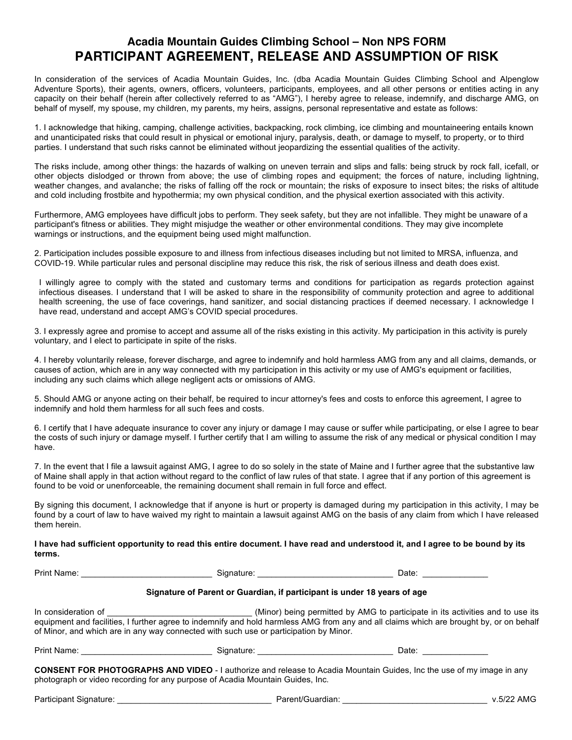# Acadia Mountain Guides Climbing School – Non NPS FORM

## PARTICIPANT AGREEMENT, RELEASE AND ASSUMPTION OF RISK

In consideration of the services of Acadia Mountain Guides, Inc. (dba Acadia Mountain Guides Climbing School and Alpenglow Adventure Sports), their agents, owners, officers, volunteers, participants, employees, and all other persons or entities acting in any capacity on their behalf (herein after collectively referred to as "AMG"), I hereby agree to release, indemnify, and discharge AMG, on behalf of myself, my spouse, my children, my parents, my heirs, assigns, personal representative and estate as follows:

1. I acknowledge that hiking, camping, challenge activities, backpacking, rock climbing, ice climbing and mountaineering entails known and unanticipated risks that could result in physical or emotional injury, paralysis, death, or damage to myself, to property, or to third parties. I understand that such risks cannot be eliminated without jeopardizing the essential qualities of the activity.

The risks include, among other things: the hazards of walking on uneven terrain and slips and falls: being struck by rock fall, icefall, or other objects dislodged or thrown from above; the use of climbing ropes and equipment; the forces of nature, including lightning, weather changes, and avalanche; the risks of falling off the rock or mountain; the risks of exposure to insect bites; the risks of altitude and cold including frostbite and hypothermia; my own physical condition, and the physical exertion associated with this activity.

Furthermore, AMG employees have difficult jobs to perform. They seek safety, but they are not infallible. They might be unaware of a participant's fitness or abilities. They might misjudge the weather or other environmental conditions. They may give incomplete warnings or instructions, and the equipment being used might malfunction.

2. Participation includes possible exposure to and illness from infectious diseases including but not limited to MRSA, influenza, and COVID-19. While particular rules and personal discipline may reduce this risk, the risk of serious illness and death does exist.

I willingly agree to comply with the stated and customary terms and conditions for participation as regards protection against infectious diseases. I understand that I will be asked to share in the responsibility of community protection and agree to additional health screening, the use of face coverings, hand sanitizer, and social distancing practices if deemed necessary. I acknowledge I have read, understand and accept AMG's COVID special procedures.

3. I expressly agree and promise to accept and assume all of the risks existing in this activity. My participation in this activity is purely voluntary, and I elect to participate in spite of the risks.

4. I hereby voluntarily release, forever discharge, and agree to indemnify and hold harmless AMG from any and all claims, demands, or causes of action, which are in any way connected with my participation in this activity or my use of AMG's equipment or facilities, including any such claims which allege negligent acts or omissions of AMG.

5. Should AMG or anyone acting on their behalf, be required to incur attorney's fees and costs to enforce this agreement, I agree to indemnify and hold them harmless for all such fees and costs.

6. I certify that I have adequate insurance to cover any injury or damage I may cause or suffer while participating, or else I agree to bear the costs of such injury or damage myself. I further certify that I am willing to assume the risk of any medical or physical condition I may have.

7. In the event that I file a lawsuit against AMG, I agree to do so solely in the state of Maine and I further agree that the substantive law of Maine shall apply in that action without regard to the conflict of law rules of that state. I agree that if any portion of this agreement is found to be void or unenforceable, the remaining document shall remain in full force and effect.

By signing this document, I acknowledge that if anyone is hurt or property is damaged during my participation in this activity, I may be found by a court of law to have waived my right to maintain a lawsuit against AMG on the basis of any claim from which I have released them herein.

**I have had sufficient opportunity to read this entire document. I have read and understood it, and I agree to be bound by its terms.**

Print Name: ____________________________ Signature: _____________________________ Date: ______________

**Signature of Parent or Guardian, if participant is under 18 years of age**

In consideration of ________________________________ (Minor) being permitted by AMG to participate in its activities and to use its equipment and facilities, I further agree to indemnify and hold harmless AMG from any and all claims which are brought by, or on behalf of Minor, and which are in any way connected with such use or participation by Minor.

Print Name: ____________________________ Signature: _____________________________ Date: ______________

**CONSENT FOR PHOTOGRAPHS AND VIDEO** - I authorize and release to Acadia Mountain Guides, Inc the use of my image in any photograph or video recording for any purpose of Acadia Mountain Guides, Inc.

Participant Signature: _________________________________ Parent/Guardian: _______________________________ v.5/22 AMG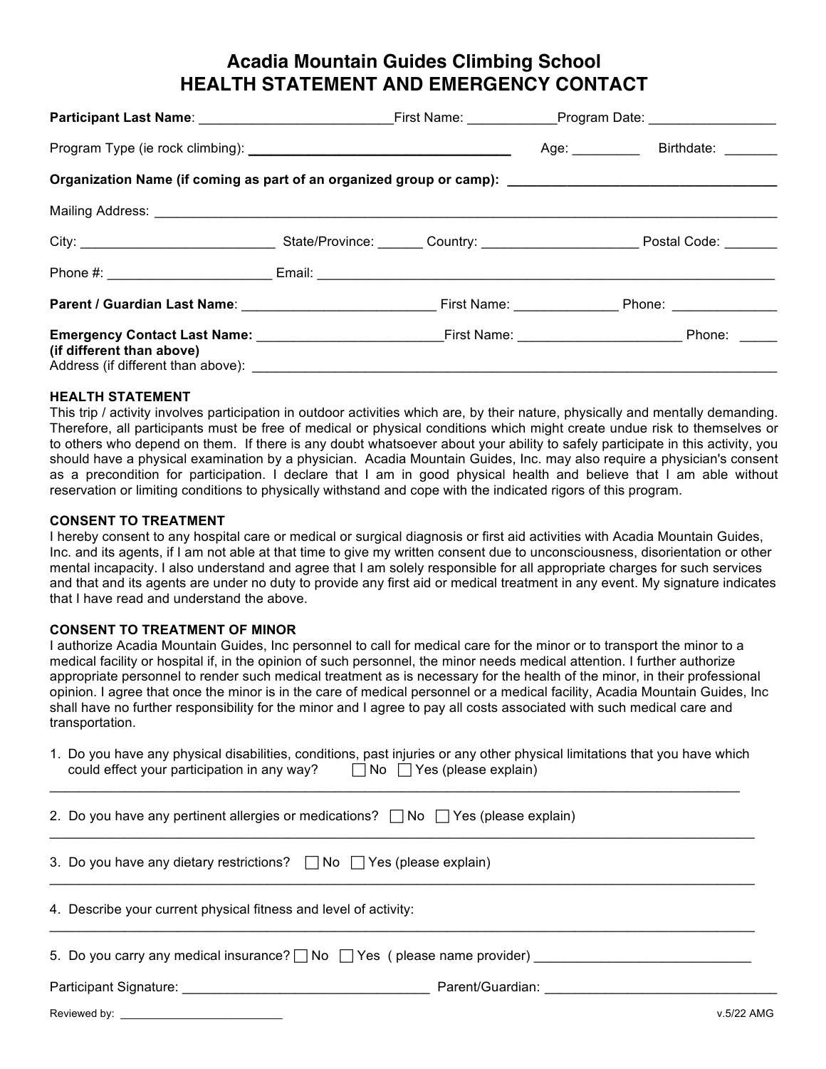# Acadia Mountain Guides Climbing School
# HEALTH STATEMENT AND EMERGENCY CONTACT

**Participant Last Name**: __________________________ First Name: ____________ Program Date: _________________

Program Type (ie rock climbing): ___________________________________ Age: _________ Birthdate: _______

**Organization Name (if coming as part of an organized group or camp):** ___________________________________

Mailing Address: ________________________________________________________________________________

City: _________________________ State/Province: ______ Country: ____________________ Postal Code: _______

Phone #: _____________________ Email: _______________________________________________________________

**Parent / Guardian Last Name**: __________________________ First Name: ______________ Phone: ______________

**Emergency Contact Last Name:** _________________________ First Name: _____________________ Phone: _____
**(if different than above)**
Address (if different than above): _________________________________________________________________________

### HEALTH STATEMENT

This trip / activity involves participation in outdoor activities which are, by their nature, physically and mentally demanding. Therefore, all participants must be free of medical or physical conditions which might create undue risk to themselves or to others who depend on them. If there is any doubt whatsoever about your ability to safely participate in this activity, you should have a physical examination by a physician. Acadia Mountain Guides, Inc. may also require a physician's consent as a precondition for participation. I declare that I am in good physical health and believe that I am able without reservation or limiting conditions to physically withstand and cope with the indicated rigors of this program.

### CONSENT TO TREATMENT

I hereby consent to any hospital care or medical or surgical diagnosis or first aid activities with Acadia Mountain Guides, Inc. and its agents, if I am not able at that time to give my written consent due to unconsciousness, disorientation or other mental incapacity. I also understand and agree that I am solely responsible for all appropriate charges for such services and that and its agents are under no duty to provide any first aid or medical treatment in any event. My signature indicates that I have read and understand the above.

### CONSENT TO TREATMENT OF MINOR

I authorize Acadia Mountain Guides, Inc personnel to call for medical care for the minor or to transport the minor to a medical facility or hospital if, in the opinion of such personnel, the minor needs medical attention. I further authorize appropriate personnel to render such medical treatment as is necessary for the health of the minor, in their professional opinion. I agree that once the minor is in the care of medical personnel or a medical facility, Acadia Mountain Guides, Inc shall have no further responsibility for the minor and I agree to pay all costs associated with such medical care and transportation.

1. Do you have any physical disabilities, conditions, past injuries or any other physical limitations that you have which could effect your participation in any way? ☐ No ☐ Yes (please explain)
   ______________________________________________________________________________________________

2. Do you have any pertinent allergies or medications? ☐ No ☐ Yes (please explain)
   ______________________________________________________________________________________________

3. Do you have any dietary restrictions? ☐ No ☐ Yes (please explain)
   ______________________________________________________________________________________________

4. Describe your current physical fitness and level of activity:
   ______________________________________________________________________________________________

5. Do you carry any medical insurance? ☐ No ☐ Yes ( please name provider) _____________________________

Participant Signature: _________________________________ Parent/Guardian: _______________________________

Reviewed by: __________________________

v.5/22 AMG